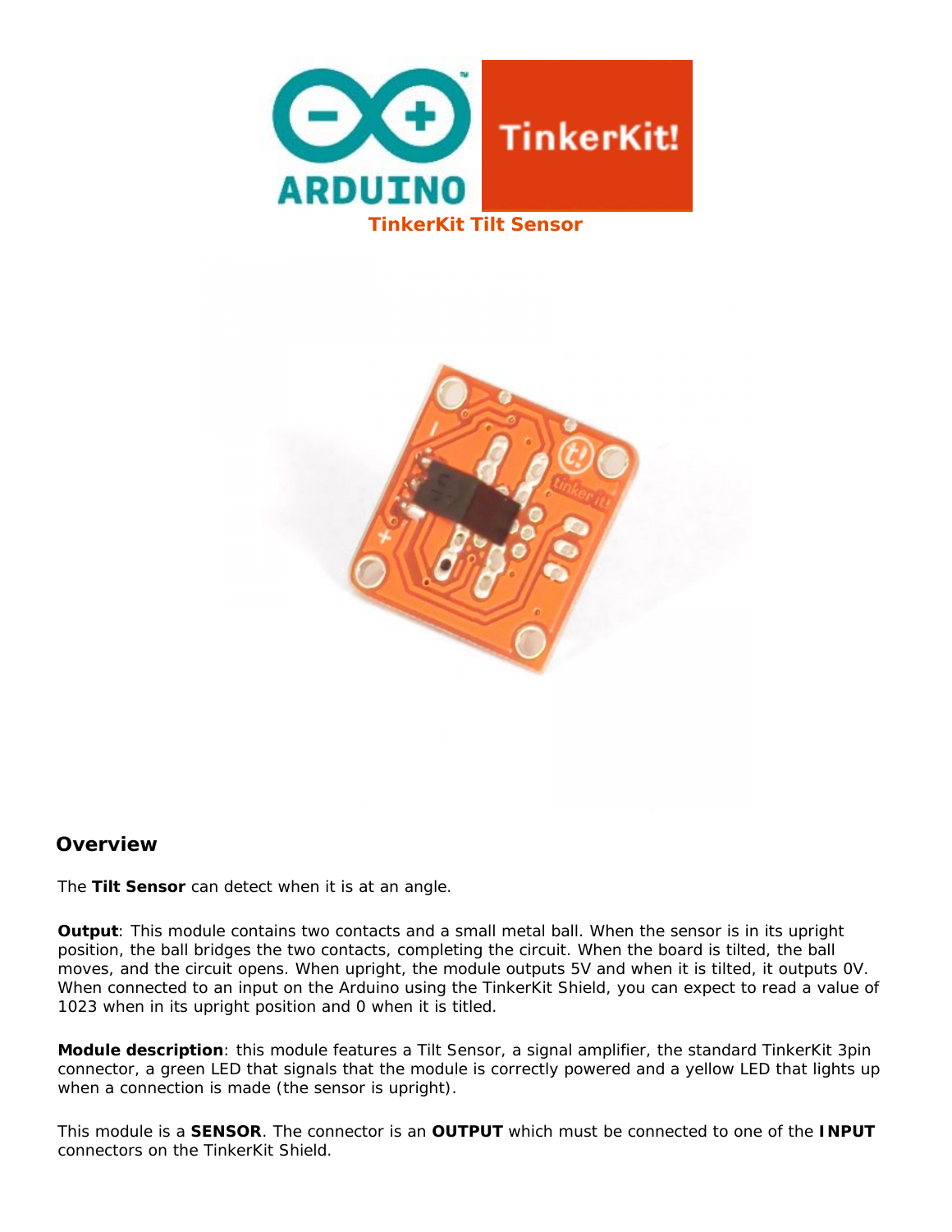# TinkerKit Tilt Sensor

## Overview

The **Tilt Sensor** can detect when it is at an angle.

**Output**: This module contains two contacts and a small metal ball. When the sensor is in its upright position, the ball bridges the two contacts, completing the circuit. When the board is tilted, the ball moves, and the circuit opens. When upright, the module outputs 5V and when it is tilted, it outputs 0V. When connected to an input on the Arduino using the TinkerKit Shield, you can expect to read a value of 1023 when in its upright position and 0 when it is titled.

**Module description**: this module features a Tilt Sensor, a signal amplifier, the standard TinkerKit 3pin connector, a green LED that signals that the module is correctly powered and a yellow LED that lights up when a connection is made (the sensor is upright).

This module is a **SENSOR**. The connector is an **OUTPUT** which must be connected to one of the **INPUT** connectors on the TinkerKit Shield.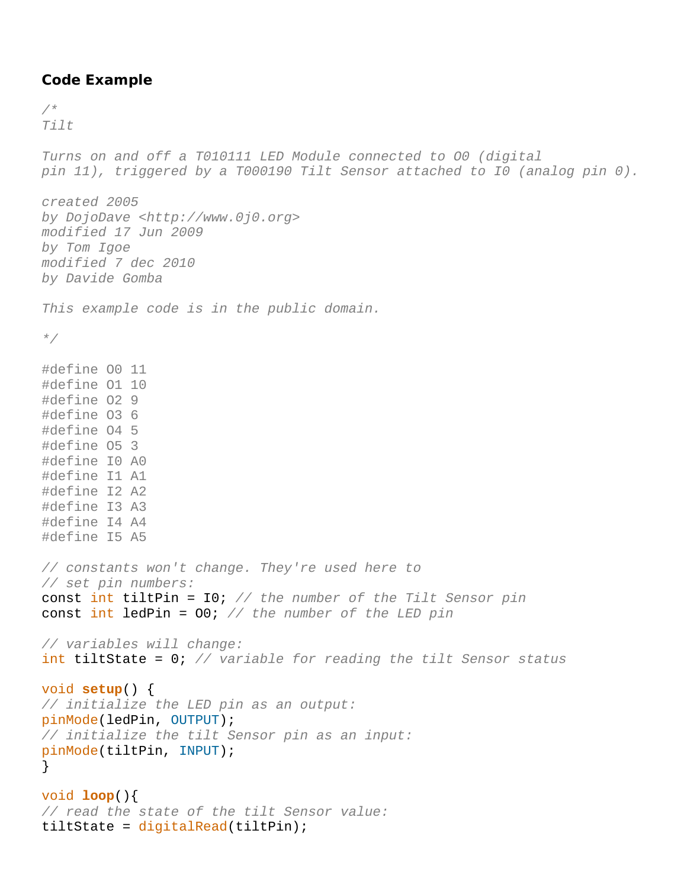### Code Example

```
/*
Tilt

Turns on and off a T010111 LED Module connected to O0 (digital
pin 11), triggered by a T000190 Tilt Sensor attached to I0 (analog pin 0).

created 2005
by DojoDave <http://www.0j0.org>
modified 17 Jun 2009
by Tom Igoe
modified 7 dec 2010
by Davide Gomba

This example code is in the public domain.

*/

#define O0 11
#define O1 10
#define O2 9
#define O3 6
#define O4 5
#define O5 3
#define I0 A0
#define I1 A1
#define I2 A2
#define I3 A3
#define I4 A4
#define I5 A5

// constants won't change. They're used here to
// set pin numbers:
const int tiltPin = I0; // the number of the Tilt Sensor pin
const int ledPin = O0; // the number of the LED pin

// variables will change:
int tiltState = 0; // variable for reading the tilt Sensor status

void setup() {
// initialize the LED pin as an output:
pinMode(ledPin, OUTPUT);
// initialize the tilt Sensor pin as an input:
pinMode(tiltPin, INPUT);
}

void loop(){
// read the state of the tilt Sensor value:
tiltState = digitalRead(tiltPin);
```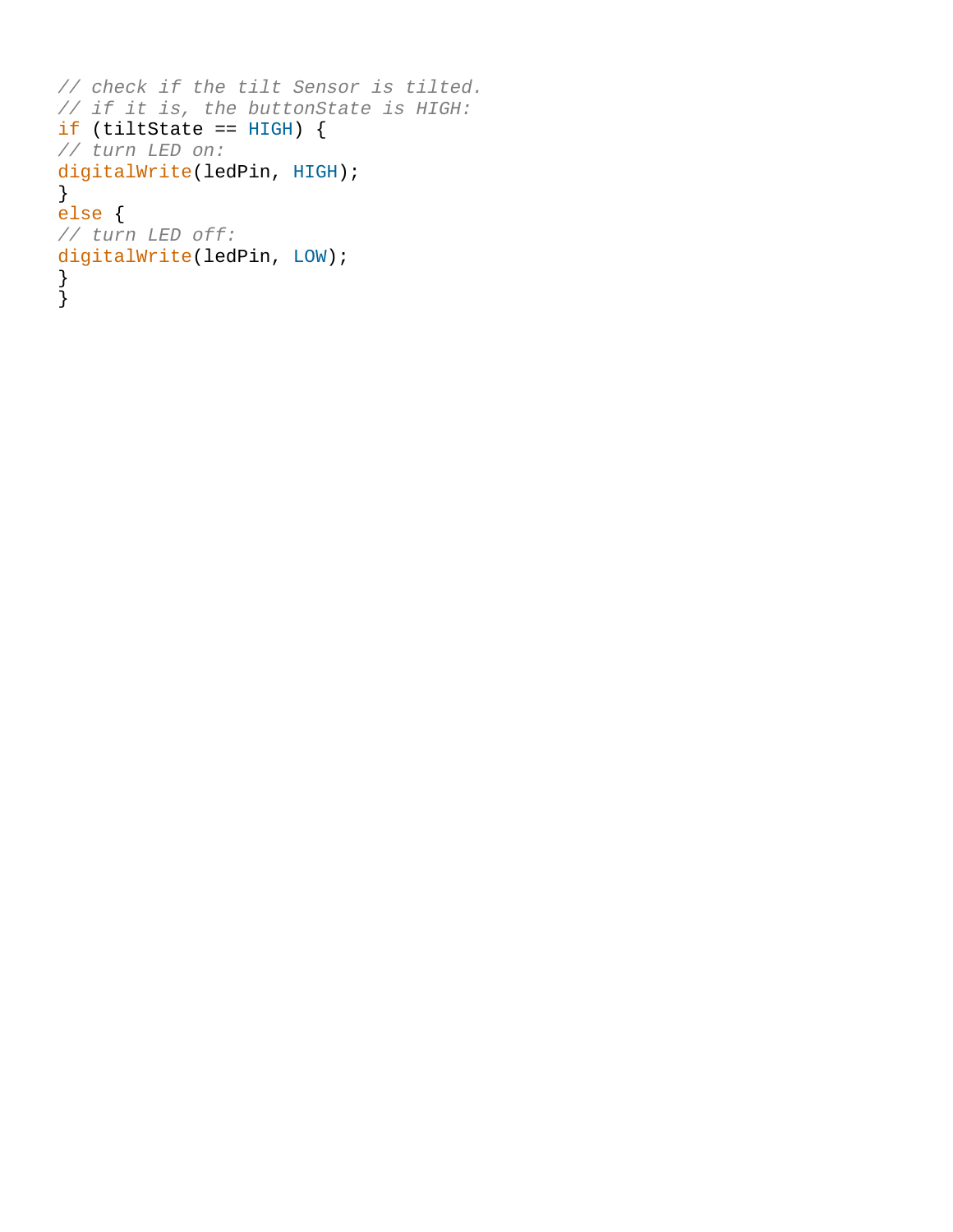```
// check if the tilt Sensor is tilted.
// if it is, the buttonState is HIGH:
if (tiltState == HIGH) {
// turn LED on:
digitalWrite(ledPin, HIGH);
}
else {
// turn LED off:
digitalWrite(ledPin, LOW);
}
}
```